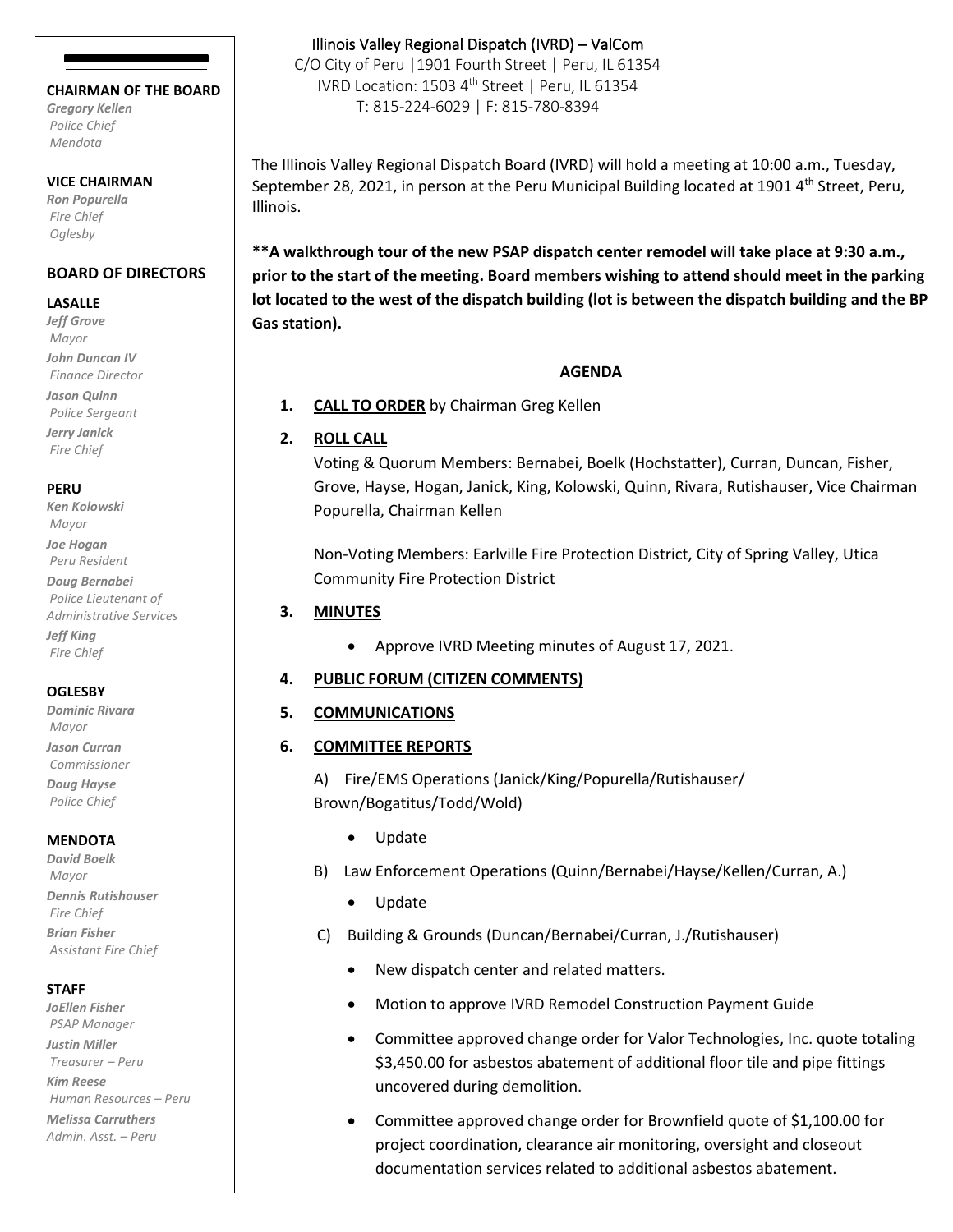**CHAIRMAN OF THE BOARD**
*Gregory Kellen*
*Police Chief*
*Mendota*

**VICE CHAIRMAN**
*Ron Popurella*
*Fire Chief*
*Oglesby*

**BOARD OF DIRECTORS**

**LASALLE**
*Jeff Grove*
*Mayor*
*John Duncan IV*
*Finance Director*
*Jason Quinn*
*Police Sergeant*
*Jerry Janick*
*Fire Chief*

**PERU**
*Ken Kolowski*
*Mayor*
*Joe Hogan*
*Peru Resident*
*Doug Bernabei*
*Police Lieutenant of Administrative Services*
*Jeff King*
*Fire Chief*

**OGLESBY**
*Dominic Rivara*
*Mayor*
*Jason Curran*
*Commissioner*
*Doug Hayse*
*Police Chief*

**MENDOTA**
*David Boelk*
*Mayor*
*Dennis Rutishauser*
*Fire Chief*
*Brian Fisher*
*Assistant Fire Chief*

**STAFF**
*JoEllen Fisher*
*PSAP Manager*
*Justin Miller*
*Treasurer – Peru*
*Kim Reese*
*Human Resources – Peru*
*Melissa Carruthers*
*Admin. Asst. – Peru*

Illinois Valley Regional Dispatch (IVRD) – ValCom
C/O City of Peru |1901 Fourth Street | Peru, IL 61354
IVRD Location: 1503 4th Street | Peru, IL 61354
T: 815-224-6029 | F: 815-780-8394

The Illinois Valley Regional Dispatch Board (IVRD) will hold a meeting at 10:00 a.m., Tuesday, September 28, 2021, in person at the Peru Municipal Building located at 1901 4th Street, Peru, Illinois.

**\*\*A walkthrough tour of the new PSAP dispatch center remodel will take place at 9:30 a.m., prior to the start of the meeting. Board members wishing to attend should meet in the parking lot located to the west of the dispatch building (lot is between the dispatch building and the BP Gas station).**

**AGENDA**

1. **CALL TO ORDER** by Chairman Greg Kellen

2. **ROLL CALL**

   Voting & Quorum Members: Bernabei, Boelk (Hochstatter), Curran, Duncan, Fisher, Grove, Hayse, Hogan, Janick, King, Kolowski, Quinn, Rivara, Rutishauser, Vice Chairman Popurella, Chairman Kellen

   Non-Voting Members: Earlville Fire Protection District, City of Spring Valley, Utica Community Fire Protection District

3. **MINUTES**
   - Approve IVRD Meeting minutes of August 17, 2021.

4. **PUBLIC FORUM (CITIZEN COMMENTS)**

5. **COMMUNICATIONS**

6. **COMMITTEE REPORTS**

   A) Fire/EMS Operations (Janick/King/Popurella/Rutishauser/Brown/Bogatitus/Todd/Wold)
   - Update

   B) Law Enforcement Operations (Quinn/Bernabei/Hayse/Kellen/Curran, A.)
   - Update

   C) Building & Grounds (Duncan/Bernabei/Curran, J./Rutishauser)
   - New dispatch center and related matters.
   - Motion to approve IVRD Remodel Construction Payment Guide
   - Committee approved change order for Valor Technologies, Inc. quote totaling $3,450.00 for asbestos abatement of additional floor tile and pipe fittings uncovered during demolition.
   - Committee approved change order for Brownfield quote of $1,100.00 for project coordination, clearance air monitoring, oversight and closeout documentation services related to additional asbestos abatement.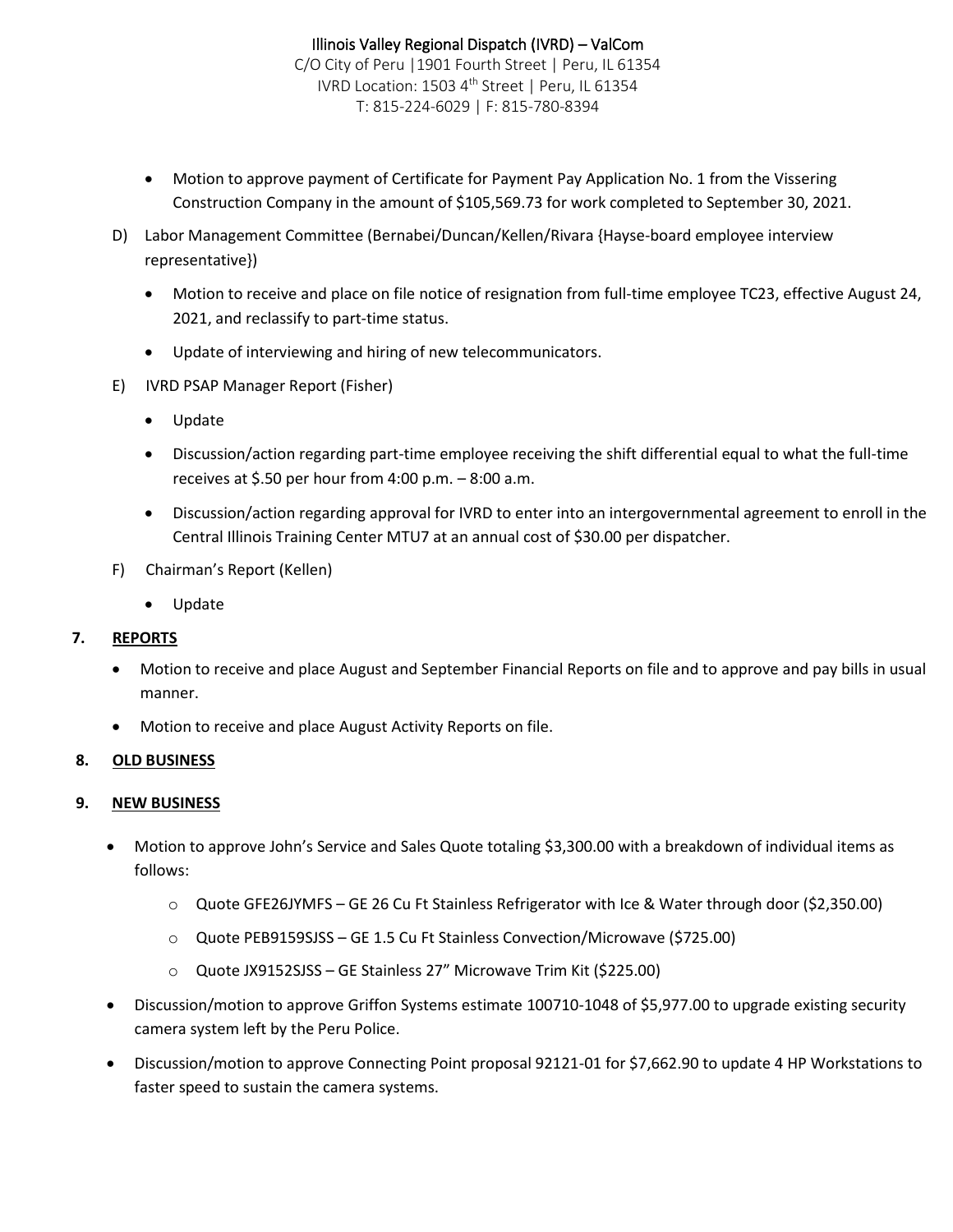- Motion to approve payment of Certificate for Payment Pay Application No. 1 from the Vissering Construction Company in the amount of $105,569.73 for work completed to September 30, 2021.

D) Labor Management Committee (Bernabei/Duncan/Kellen/Rivara {Hayse-board employee interview representative})

- Motion to receive and place on file notice of resignation from full-time employee TC23, effective August 24, 2021, and reclassify to part-time status.
- Update of interviewing and hiring of new telecommunicators.

E) IVRD PSAP Manager Report (Fisher)

- Update
- Discussion/action regarding part-time employee receiving the shift differential equal to what the full-time receives at $.50 per hour from 4:00 p.m. – 8:00 a.m.
- Discussion/action regarding approval for IVRD to enter into an intergovernmental agreement to enroll in the Central Illinois Training Center MTU7 at an annual cost of $30.00 per dispatcher.

F) Chairman's Report (Kellen)

- Update

**7. REPORTS**

- Motion to receive and place August and September Financial Reports on file and to approve and pay bills in usual manner.
- Motion to receive and place August Activity Reports on file.

**8. OLD BUSINESS**

**9. NEW BUSINESS**

- Motion to approve John's Service and Sales Quote totaling $3,300.00 with a breakdown of individual items as follows:
  - Quote GFE26JYMFS – GE 26 Cu Ft Stainless Refrigerator with Ice & Water through door ($2,350.00)
  - Quote PEB9159SJSS – GE 1.5 Cu Ft Stainless Convection/Microwave ($725.00)
  - Quote JX9152SJSS – GE Stainless 27" Microwave Trim Kit ($225.00)
- Discussion/motion to approve Griffon Systems estimate 100710-1048 of $5,977.00 to upgrade existing security camera system left by the Peru Police.
- Discussion/motion to approve Connecting Point proposal 92121-01 for $7,662.90 to update 4 HP Workstations to faster speed to sustain the camera systems.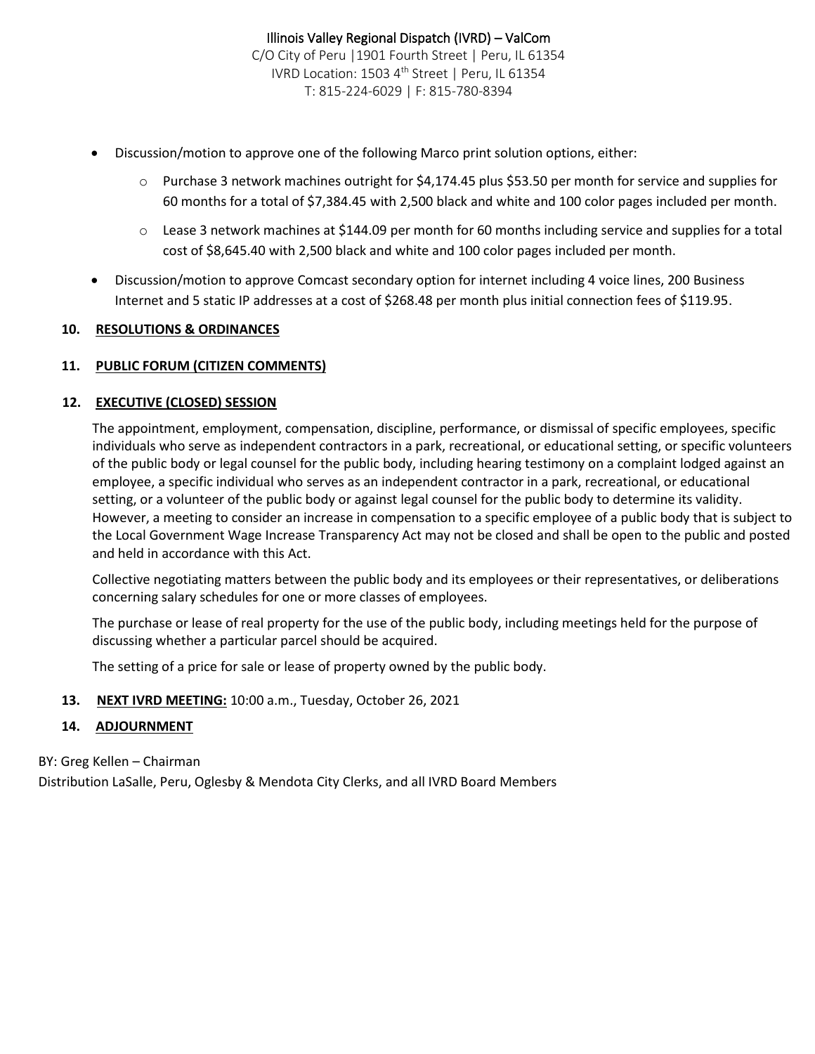- Discussion/motion to approve one of the following Marco print solution options, either:
  - Purchase 3 network machines outright for $4,174.45 plus $53.50 per month for service and supplies for 60 months for a total of $7,384.45 with 2,500 black and white and 100 color pages included per month.
  - Lease 3 network machines at $144.09 per month for 60 months including service and supplies for a total cost of $8,645.40 with 2,500 black and white and 100 color pages included per month.
- Discussion/motion to approve Comcast secondary option for internet including 4 voice lines, 200 Business Internet and 5 static IP addresses at a cost of $268.48 per month plus initial connection fees of $119.95.

**10. <u>RESOLUTIONS & ORDINANCES</u>**

**11. <u>PUBLIC FORUM (CITIZEN COMMENTS)</u>**

**12. <u>EXECUTIVE (CLOSED) SESSION</u>**

The appointment, employment, compensation, discipline, performance, or dismissal of specific employees, specific individuals who serve as independent contractors in a park, recreational, or educational setting, or specific volunteers of the public body or legal counsel for the public body, including hearing testimony on a complaint lodged against an employee, a specific individual who serves as an independent contractor in a park, recreational, or educational setting, or a volunteer of the public body or against legal counsel for the public body to determine its validity. However, a meeting to consider an increase in compensation to a specific employee of a public body that is subject to the Local Government Wage Increase Transparency Act may not be closed and shall be open to the public and posted and held in accordance with this Act.

Collective negotiating matters between the public body and its employees or their representatives, or deliberations concerning salary schedules for one or more classes of employees.

The purchase or lease of real property for the use of the public body, including meetings held for the purpose of discussing whether a particular parcel should be acquired.

The setting of a price for sale or lease of property owned by the public body.

**13. <u>NEXT IVRD MEETING:</u>** 10:00 a.m., Tuesday, October 26, 2021

**14. <u>ADJOURNMENT</u>**

BY: Greg Kellen – Chairman

Distribution LaSalle, Peru, Oglesby & Mendota City Clerks, and all IVRD Board Members